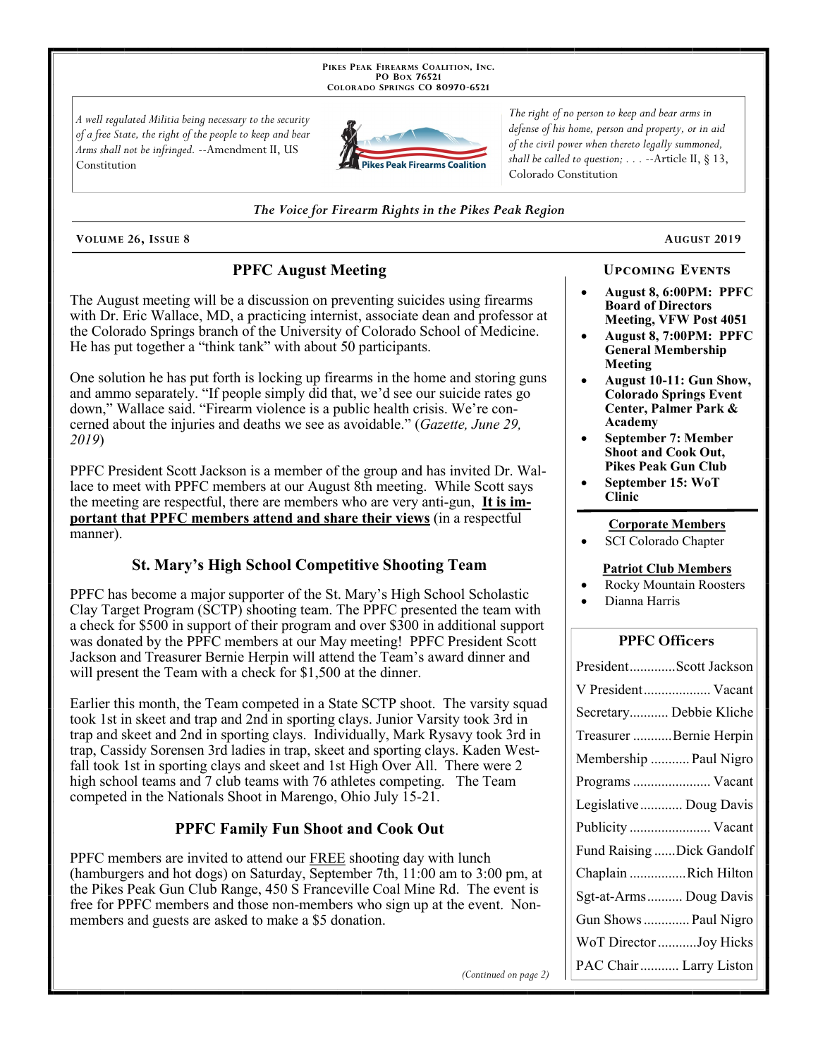PIKES PEAK FIREARMS COALITION, INC.
PO BOX 76521
COLORADO SPRINGS CO 80970-6521

*A well regulated Militia being necessary to the security of a free State, the right of the people to keep and bear Arms shall not be infringed.* --Amendment II, US Constitution

*The right of no person to keep and bear arms in defense of his home, person and property, or in aid of the civil power when thereto legally summoned, shall be called to question; . . .* --Article II, § 13, Colorado Constitution

*The Voice for Firearm Rights in the Pikes Peak Region*

**VOLUME 26, ISSUE 8** — **AUGUST 2019**

## PPFC August Meeting

The August meeting will be a discussion on preventing suicides using firearms with Dr. Eric Wallace, MD, a practicing internist, associate dean and professor at the Colorado Springs branch of the University of Colorado School of Medicine. He has put together a "think tank" with about 50 participants.

One solution he has put forth is locking up firearms in the home and storing guns and ammo separately. "If people simply did that, we'd see our suicide rates go down," Wallace said. "Firearm violence is a public health crisis. We're concerned about the injuries and deaths we see as avoidable." (*Gazette, June 29, 2019*)

PPFC President Scott Jackson is a member of the group and has invited Dr. Wallace to meet with PPFC members at our August 8th meeting. While Scott says the meeting are respectful, there are members who are very anti-gun, **It is important that PPFC members attend and share their views** (in a respectful manner).

## St. Mary's High School Competitive Shooting Team

PPFC has become a major supporter of the St. Mary's High School Scholastic Clay Target Program (SCTP) shooting team. The PPFC presented the team with a check for $500 in support of their program and over $300 in additional support was donated by the PPFC members at our May meeting! PPFC President Scott Jackson and Treasurer Bernie Herpin will attend the Team's award dinner and will present the Team with a check for $1,500 at the dinner.

Earlier this month, the Team competed in a State SCTP shoot. The varsity squad took 1st in skeet and trap and 2nd in sporting clays. Junior Varsity took 3rd in trap and skeet and 2nd in sporting clays. Individually, Mark Rysavy took 3rd in trap, Cassidy Sorensen 3rd ladies in trap, skeet and sporting clays. Kaden Westfall took 1st in sporting clays and skeet and 1st High Over All. There were 2 high school teams and 7 club teams with 76 athletes competing. The Team competed in the Nationals Shoot in Marengo, Ohio July 15-21.

## PPFC Family Fun Shoot and Cook Out

PPFC members are invited to attend our FREE shooting day with lunch (hamburgers and hot dogs) on Saturday, September 7th, 11:00 am to 3:00 pm, at the Pikes Peak Gun Club Range, 450 S Franceville Coal Mine Rd. The event is free for PPFC members and those non-members who sign up at the event. Non-members and guests are asked to make a $5 donation.

*(Continued on page 2)*

### UPCOMING EVENTS

- **August 8, 6:00PM: PPFC Board of Directors Meeting, VFW Post 4051**
- **August 8, 7:00PM: PPFC General Membership Meeting**
- **August 10-11: Gun Show, Colorado Springs Event Center, Palmer Park & Academy**
- **September 7: Member Shoot and Cook Out, Pikes Peak Gun Club**
- **September 15: WoT Clinic**

**Corporate Members**

- SCI Colorado Chapter

**Patriot Club Members**

- Rocky Mountain Roosters
- Dianna Harris

### PPFC Officers

| Office | Name |
|---|---|
| President | Scott Jackson |
| V President | Vacant |
| Secretary | Debbie Kliche |
| Treasurer | Bernie Herpin |
| Membership | Paul Nigro |
| Programs | Vacant |
| Legislative | Doug Davis |
| Publicity | Vacant |
| Fund Raising | Dick Gandolf |
| Chaplain | Rich Hilton |
| Sgt-at-Arms | Doug Davis |
| Gun Shows | Paul Nigro |
| WoT Director | Joy Hicks |
| PAC Chair | Larry Liston |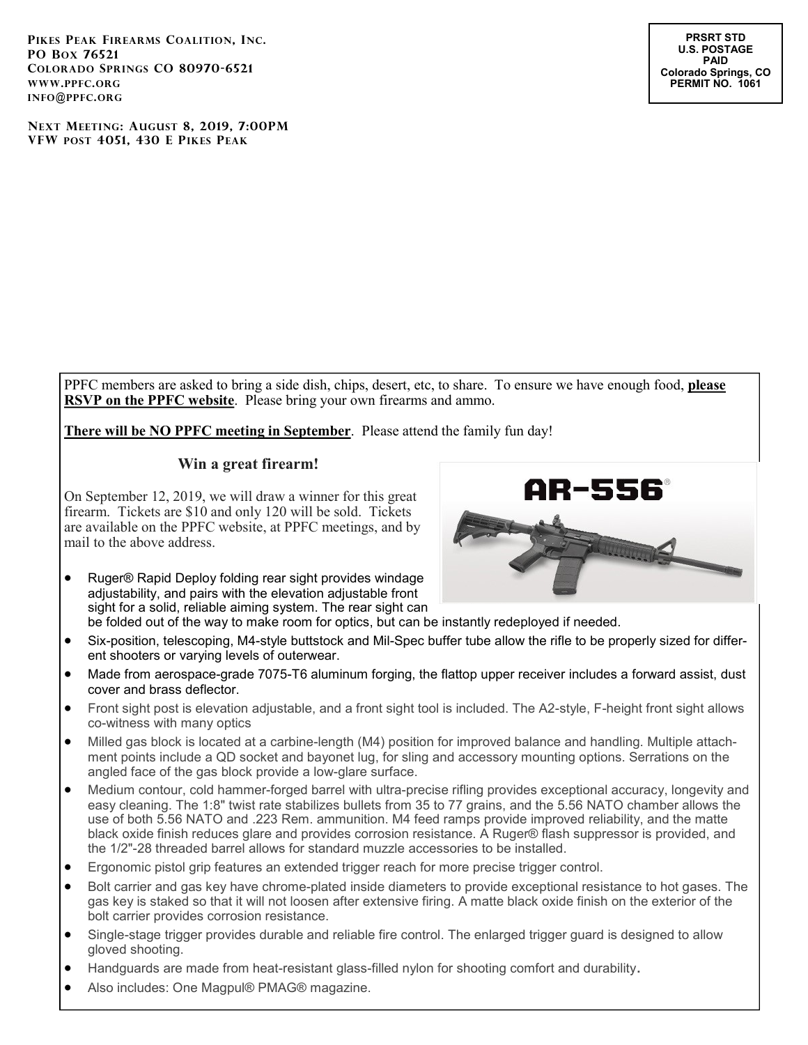**Pikes Peak Firearms Coalition, Inc.**
**PO Box 76521**
**Colorado Springs CO 80970-6521**
**www.ppfc.org**
**info@ppfc.org**

**PRSRT STD**
**U.S. POSTAGE**
**PAID**
**Colorado Springs, CO**
**PERMIT NO. 1061**

**Next Meeting: August 8, 2019, 7:00PM**
**VFW post 4051, 430 E Pikes Peak**

PPFC members are asked to bring a side dish, chips, desert, etc, to share. To ensure we have enough food, **please RSVP on the PPFC website**. Please bring your own firearms and ammo.

**There will be NO PPFC meeting in September**. Please attend the family fun day!

### Win a great firearm!

On September 12, 2019, we will draw a winner for this great firearm. Tickets are $10 and only 120 will be sold. Tickets are available on the PPFC website, at PPFC meetings, and by mail to the above address.

AR-556®

- Ruger® Rapid Deploy folding rear sight provides windage adjustability, and pairs with the elevation adjustable front sight for a solid, reliable aiming system. The rear sight can be folded out of the way to make room for optics, but can be instantly redeployed if needed.
- Six-position, telescoping, M4-style buttstock and Mil-Spec buffer tube allow the rifle to be properly sized for different shooters or varying levels of outerwear.
- Made from aerospace-grade 7075-T6 aluminum forging, the flattop upper receiver includes a forward assist, dust cover and brass deflector.
- Front sight post is elevation adjustable, and a front sight tool is included. The A2-style, F-height front sight allows co-witness with many optics
- Milled gas block is located at a carbine-length (M4) position for improved balance and handling. Multiple attachment points include a QD socket and bayonet lug, for sling and accessory mounting options. Serrations on the angled face of the gas block provide a low-glare surface.
- Medium contour, cold hammer-forged barrel with ultra-precise rifling provides exceptional accuracy, longevity and easy cleaning. The 1:8" twist rate stabilizes bullets from 35 to 77 grains, and the 5.56 NATO chamber allows the use of both 5.56 NATO and .223 Rem. ammunition. M4 feed ramps provide improved reliability, and the matte black oxide finish reduces glare and provides corrosion resistance. A Ruger® flash suppressor is provided, and the 1/2"-28 threaded barrel allows for standard muzzle accessories to be installed.
- Ergonomic pistol grip features an extended trigger reach for more precise trigger control.
- Bolt carrier and gas key have chrome-plated inside diameters to provide exceptional resistance to hot gases. The gas key is staked so that it will not loosen after extensive firing. A matte black oxide finish on the exterior of the bolt carrier provides corrosion resistance.
- Single-stage trigger provides durable and reliable fire control. The enlarged trigger guard is designed to allow gloved shooting.
- Handguards are made from heat-resistant glass-filled nylon for shooting comfort and durability.
- Also includes: One Magpul® PMAG® magazine.